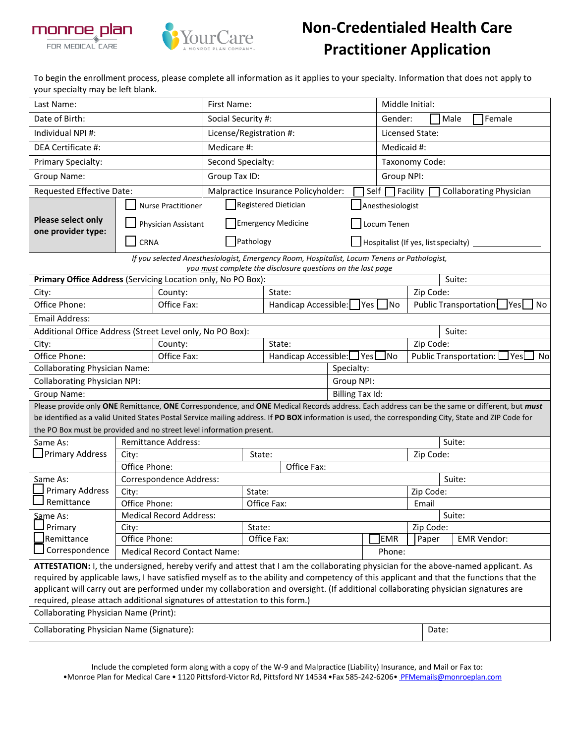monroe plan FOR MEDICAL CARE

YourCare A MONROE PLAN COMPANY

# Non-Credentialed Health Care Practitioner Application

To begin the enrollment process, please complete all information as it applies to your specialty. Information that does not apply to your specialty may be left blank.

| | | |
|---|---|---|
| Last Name: | First Name: | Middle Initial: |
| Date of Birth: | Social Security #: | Gender: ☐ Male ☐ Female |
| Individual NPI #: | License/Registration #: | Licensed State: |
| DEA Certificate #: | Medicare #: | Medicaid #: |
| Primary Specialty: | Second Specialty: | Taxonomy Code: |
| Group Name: | Group Tax ID: | Group NPI: |
| Requested Effective Date: | Malpractice Insurance Policyholder: ☐ Self ☐ Facility ☐ Collaborating Physician | |

| | | | |
|---|---|---|---|
| **Please select only one provider type:** | ☐ Nurse Practitioner | ☐ Registered Dietician | ☐ Anesthesiologist |
| | ☐ Physician Assistant | ☐ Emergency Medicine | ☐ Locum Tenen |
| | ☐ CRNA | ☐ Pathology | ☐ Hospitalist (If yes, list specialty) ____________ |

*If you selected Anesthesiologist, Emergency Room, Hospitalist, Locum Tenens or Pathologist, you must complete the disclosure questions on the last page*

| | | | |
|---|---|---|---|
| **Primary Office Address** (Servicing Location only, No PO Box): | | | Suite: |
| City: | County: | State: | Zip Code: |
| Office Phone: | Office Fax: | Handicap Accessible: ☐ Yes ☐ No | Public Transportation: ☐ Yes ☐ No |
| Email Address: | | | |
| Additional Office Address (Street Level only, No PO Box): | | | Suite: |
| City: | County: | State: | Zip Code: |
| Office Phone: | Office Fax: | Handicap Accessible: ☐ Yes ☐ No | Public Transportation: ☐ Yes ☐ No |

| | |
|---|---|
| Collaborating Physician Name: | Specialty: |
| Collaborating Physician NPI: | Group NPI: |
| Group Name: | Billing Tax Id: |

Please provide only **ONE** Remittance, **ONE** Correspondence, and **ONE** Medical Records address. Each address can be the same or different, but ***must*** be identified as a valid United States Postal Service mailing address. If **PO BOX** information is used, the corresponding City, State and ZIP Code for the PO Box must be provided and no street level information present.

| | | | | |
|---|---|---|---|---|
| Same As: ☐ Primary Address | Remittance Address: | | | Suite: |
| | City: | State: | | Zip Code: |
| | Office Phone: | Office Fax: | | |
| Same As: ☐ Primary Address ☐ Remittance | Correspondence Address: | | | Suite: |
| | City: | State: | | Zip Code: |
| | Office Phone: | Office Fax: | | Email |
| Same As: ☐ Primary ☐ Remittance ☐ Correspondence | Medical Record Address: | | | Suite: |
| | City: | State: | | Zip Code: |
| | Office Phone: | Office Fax: | ☐ EMR ☐ Paper | EMR Vendor: |
| | Medical Record Contact Name: | | Phone: | |

**ATTESTATION:** I, the undersigned, hereby verify and attest that I am the collaborating physician for the above-named applicant. As required by applicable laws, I have satisfied myself as to the ability and competency of this applicant and that the functions that the applicant will carry out are performed under my collaboration and oversight. (If additional collaborating physician signatures are required, please attach additional signatures of attestation to this form.)

| | |
|---|---|
| Collaborating Physician Name (Print): | |
| Collaborating Physician Name (Signature): | Date: |

Include the completed form along with a copy of the W-9 and Malpractice (Liability) Insurance, and Mail or Fax to:
•Monroe Plan for Medical Care • 1120 Pittsford-Victor Rd, Pittsford NY 14534 •Fax 585-242-6206• PFMemails@monroeplan.com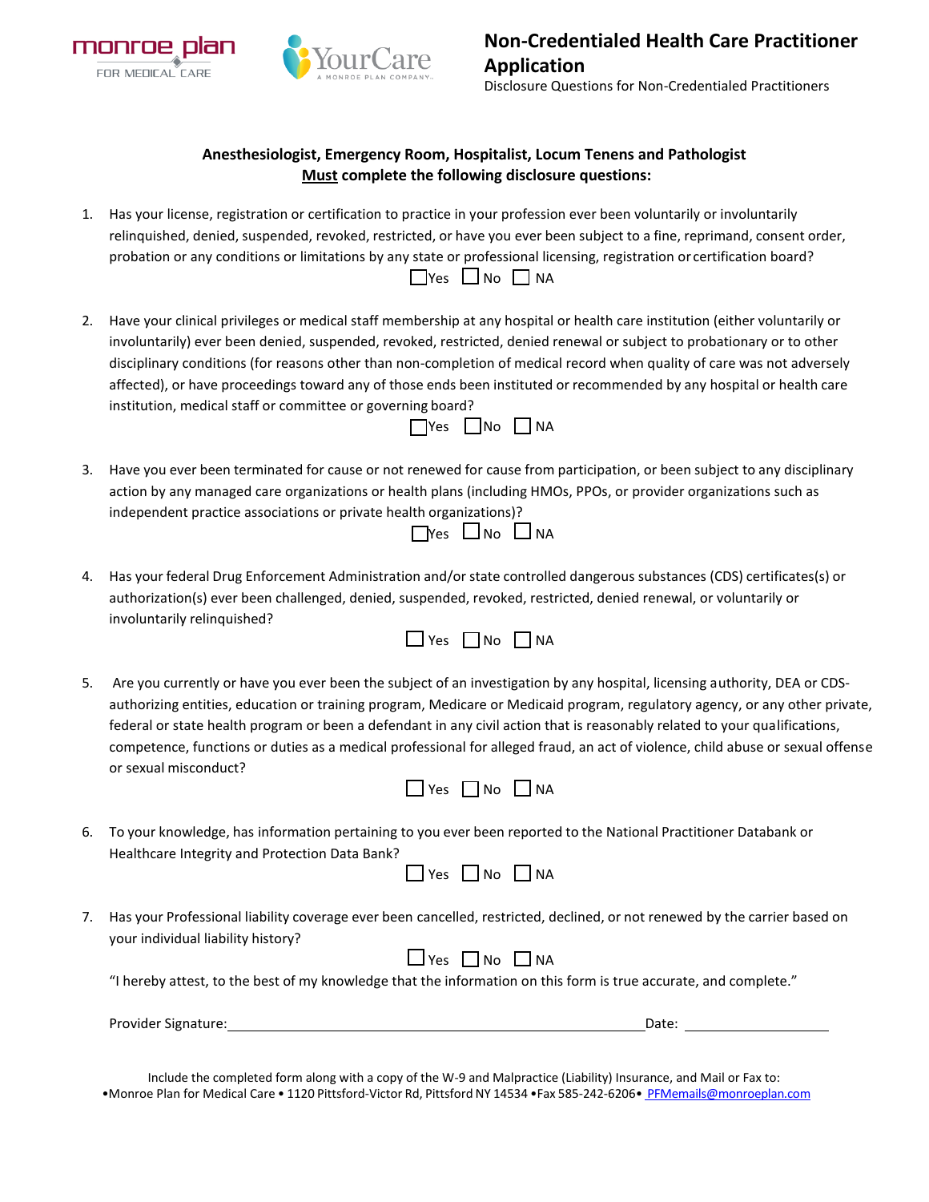monroe plan FOR MEDICAL CARE

YourCare A MONROE PLAN COMPANY

# Non-Credentialed Health Care Practitioner Application

Disclosure Questions for Non-Credentialed Practitioners

**Anesthesiologist, Emergency Room, Hospitalist, Locum Tenens and Pathologist**
**Must complete the following disclosure questions:**

1. Has your license, registration or certification to practice in your profession ever been voluntarily or involuntarily relinquished, denied, suspended, revoked, restricted, or have you ever been subject to a fine, reprimand, consent order, probation or any conditions or limitations by any state or professional licensing, registration or certification board?

   ☐ Yes ☐ No ☐ NA

2. Have your clinical privileges or medical staff membership at any hospital or health care institution (either voluntarily or involuntarily) ever been denied, suspended, revoked, restricted, denied renewal or subject to probationary or to other disciplinary conditions (for reasons other than non-completion of medical record when quality of care was not adversely affected), or have proceedings toward any of those ends been instituted or recommended by any hospital or health care institution, medical staff or committee or governing board?

   ☐ Yes ☐ No ☐ NA

3. Have you ever been terminated for cause or not renewed for cause from participation, or been subject to any disciplinary action by any managed care organizations or health plans (including HMOs, PPOs, or provider organizations such as independent practice associations or private health organizations)?

   ☐ Yes ☐ No ☐ NA

4. Has your federal Drug Enforcement Administration and/or state controlled dangerous substances (CDS) certificates(s) or authorization(s) ever been challenged, denied, suspended, revoked, restricted, denied renewal, or voluntarily or involuntarily relinquished?

   ☐ Yes ☐ No ☐ NA

5. Are you currently or have you ever been the subject of an investigation by any hospital, licensing authority, DEA or CDS-authorizing entities, education or training program, Medicare or Medicaid program, regulatory agency, or any other private, federal or state health program or been a defendant in any civil action that is reasonably related to your qualifications, competence, functions or duties as a medical professional for alleged fraud, an act of violence, child abuse or sexual offense or sexual misconduct?

   ☐ Yes ☐ No ☐ NA

6. To your knowledge, has information pertaining to you ever been reported to the National Practitioner Databank or Healthcare Integrity and Protection Data Bank?

   ☐ Yes ☐ No ☐ NA

7. Has your Professional liability coverage ever been cancelled, restricted, declined, or not renewed by the carrier based on your individual liability history?

   ☐ Yes ☐ No ☐ NA

"I hereby attest, to the best of my knowledge that the information on this form is true accurate, and complete."

Provider Signature:\_\_\_\_\_\_\_\_\_\_\_\_\_\_\_\_\_\_\_\_\_\_\_\_\_\_\_\_\_\_\_\_\_\_\_\_\_\_\_\_ Date: \_\_\_\_\_\_\_\_\_\_\_\_\_\_\_\_

Include the completed form along with a copy of the W-9 and Malpractice (Liability) Insurance, and Mail or Fax to:
•Monroe Plan for Medical Care • 1120 Pittsford-Victor Rd, Pittsford NY 14534 •Fax 585-242-6206• PFMemails@monroeplan.com